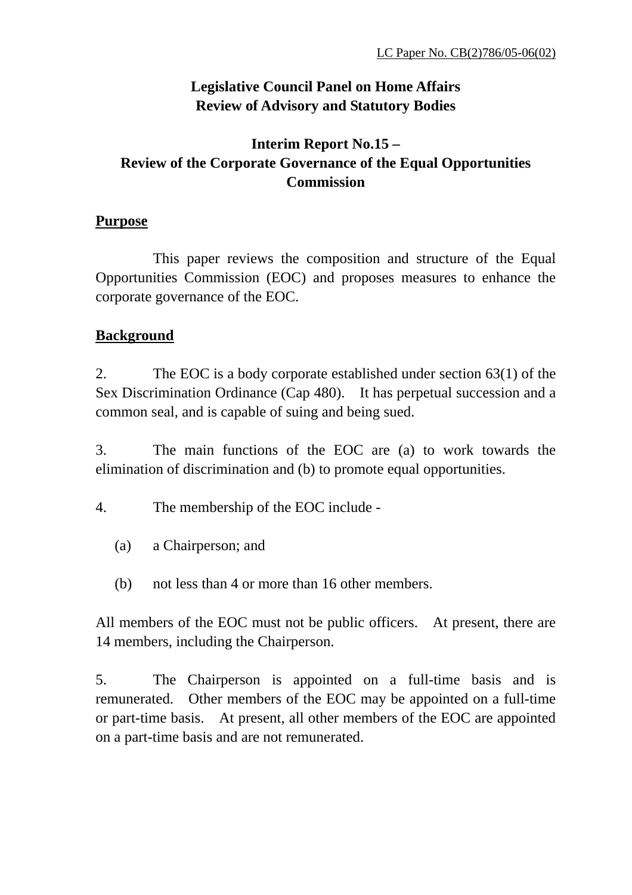LC Paper No. CB(2)786/05-06(02)

**Legislative Council Panel on Home Affairs**
**Review of Advisory and Statutory Bodies**

**Interim Report No.15 –**
**Review of the Corporate Governance of the Equal Opportunities Commission**

## Purpose

This paper reviews the composition and structure of the Equal Opportunities Commission (EOC) and proposes measures to enhance the corporate governance of the EOC.

## Background

2. The EOC is a body corporate established under section 63(1) of the Sex Discrimination Ordinance (Cap 480). It has perpetual succession and a common seal, and is capable of suing and being sued.

3. The main functions of the EOC are (a) to work towards the elimination of discrimination and (b) to promote equal opportunities.

4. The membership of the EOC include -

(a) a Chairperson; and

(b) not less than 4 or more than 16 other members.

All members of the EOC must not be public officers. At present, there are 14 members, including the Chairperson.

5. The Chairperson is appointed on a full-time basis and is remunerated. Other members of the EOC may be appointed on a full-time or part-time basis. At present, all other members of the EOC are appointed on a part-time basis and are not remunerated.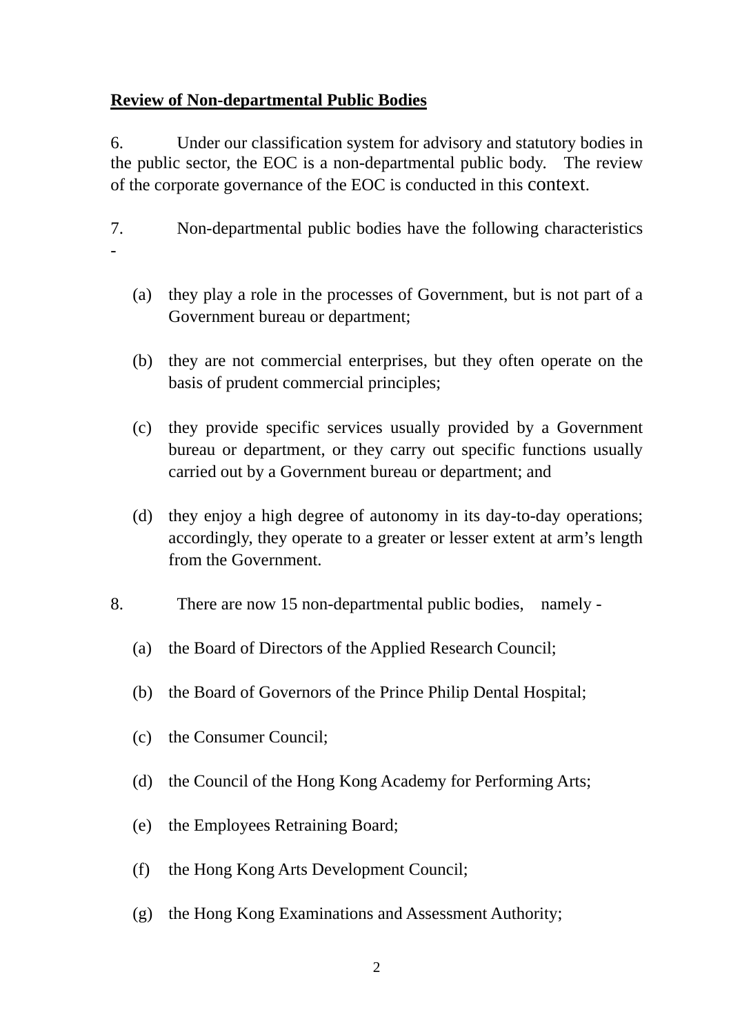**Review of Non-departmental Public Bodies**

6. Under our classification system for advisory and statutory bodies in the public sector, the EOC is a non-departmental public body. The review of the corporate governance of the EOC is conducted in this context.

7. Non-departmental public bodies have the following characteristics -

(a) they play a role in the processes of Government, but is not part of a Government bureau or department;

(b) they are not commercial enterprises, but they often operate on the basis of prudent commercial principles;

(c) they provide specific services usually provided by a Government bureau or department, or they carry out specific functions usually carried out by a Government bureau or department; and

(d) they enjoy a high degree of autonomy in its day-to-day operations; accordingly, they operate to a greater or lesser extent at arm's length from the Government.

8. There are now 15 non-departmental public bodies, namely -

(a) the Board of Directors of the Applied Research Council;

(b) the Board of Governors of the Prince Philip Dental Hospital;

(c) the Consumer Council;

(d) the Council of the Hong Kong Academy for Performing Arts;

(e) the Employees Retraining Board;

(f) the Hong Kong Arts Development Council;

(g) the Hong Kong Examinations and Assessment Authority;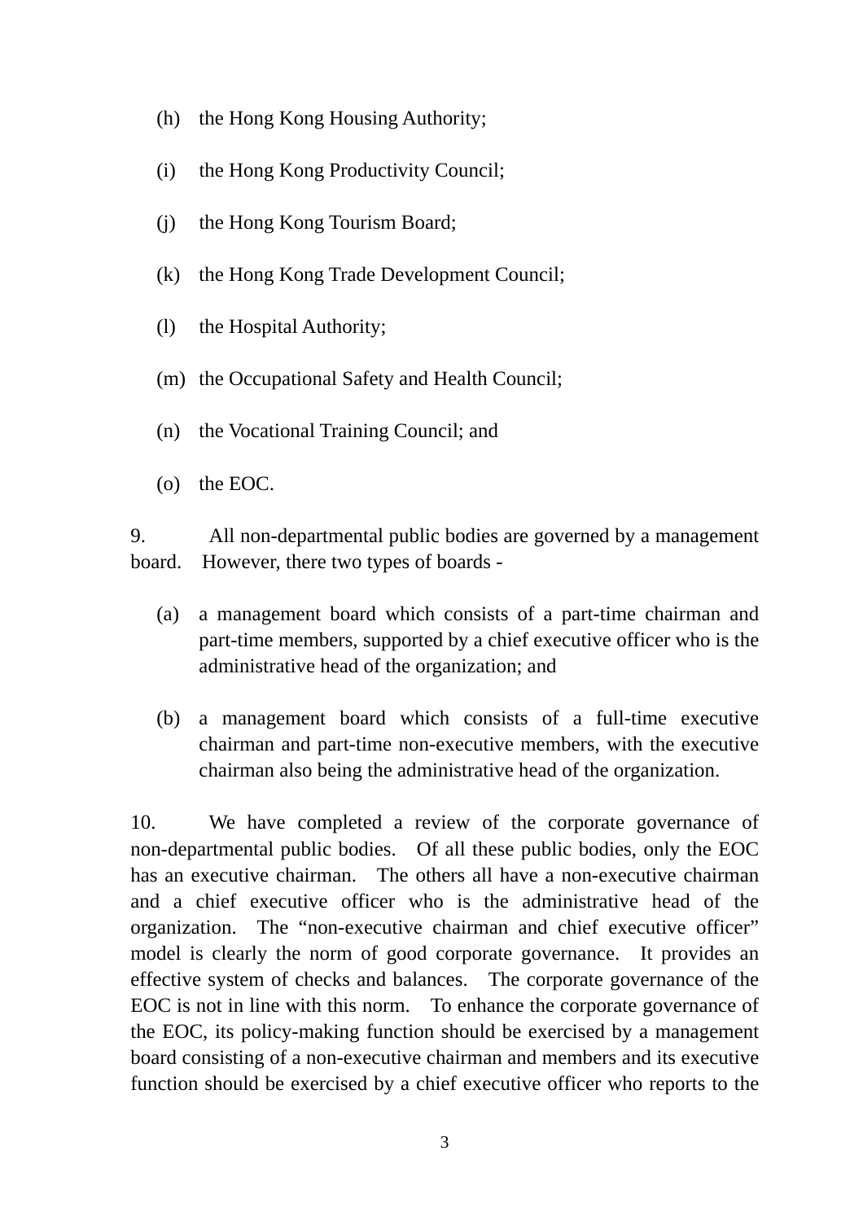(h) the Hong Kong Housing Authority;

(i) the Hong Kong Productivity Council;

(j) the Hong Kong Tourism Board;

(k) the Hong Kong Trade Development Council;

(l) the Hospital Authority;

(m) the Occupational Safety and Health Council;

(n) the Vocational Training Council; and

(o) the EOC.

9. All non-departmental public bodies are governed by a management board. However, there two types of boards -

(a) a management board which consists of a part-time chairman and part-time members, supported by a chief executive officer who is the administrative head of the organization; and

(b) a management board which consists of a full-time executive chairman and part-time non-executive members, with the executive chairman also being the administrative head of the organization.

10. We have completed a review of the corporate governance of non-departmental public bodies. Of all these public bodies, only the EOC has an executive chairman. The others all have a non-executive chairman and a chief executive officer who is the administrative head of the organization. The "non-executive chairman and chief executive officer" model is clearly the norm of good corporate governance. It provides an effective system of checks and balances. The corporate governance of the EOC is not in line with this norm. To enhance the corporate governance of the EOC, its policy-making function should be exercised by a management board consisting of a non-executive chairman and members and its executive function should be exercised by a chief executive officer who reports to the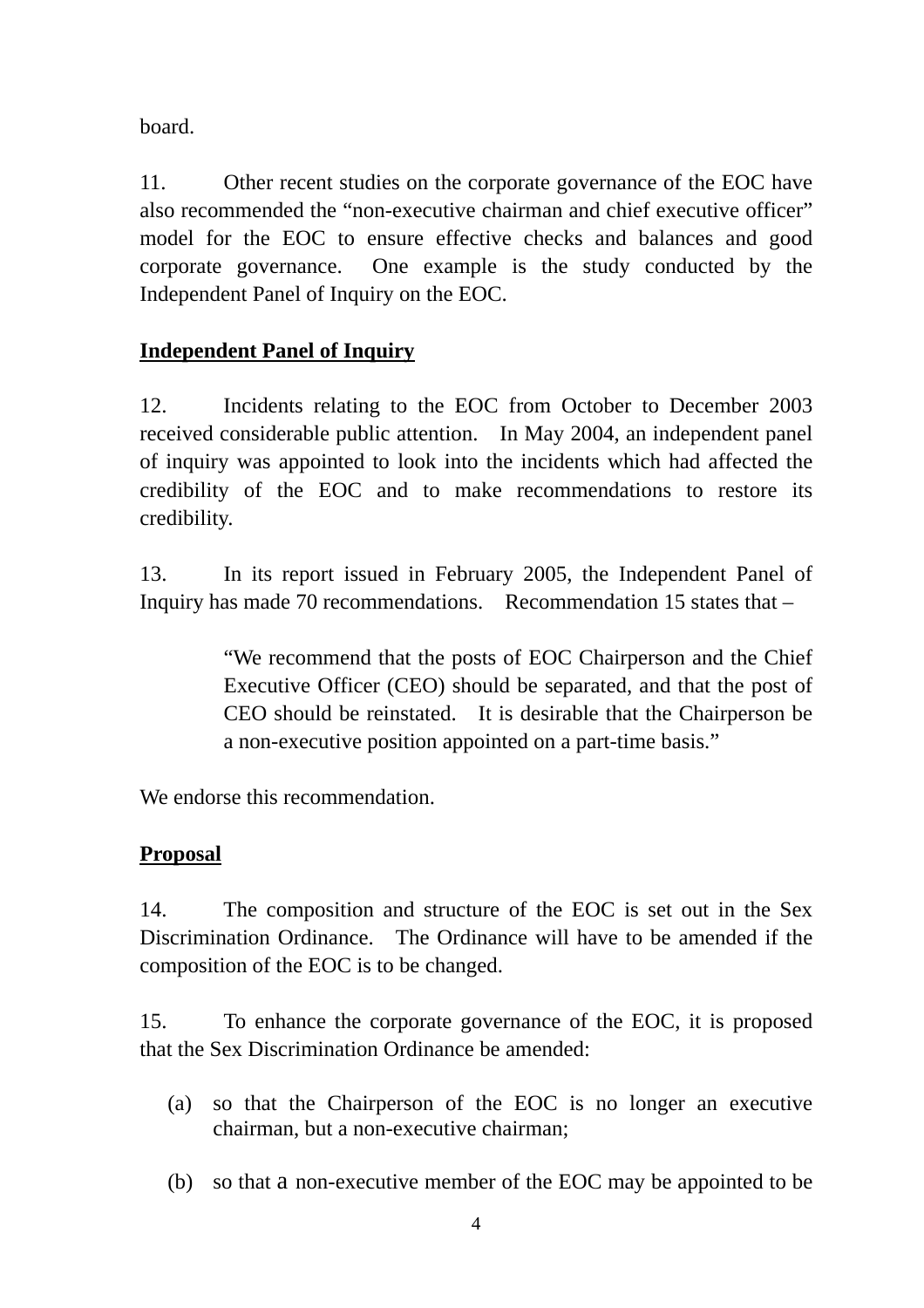board.

11. Other recent studies on the corporate governance of the EOC have also recommended the "non-executive chairman and chief executive officer" model for the EOC to ensure effective checks and balances and good corporate governance. One example is the study conducted by the Independent Panel of Inquiry on the EOC.

**<u>Independent Panel of Inquiry</u>**

12. Incidents relating to the EOC from October to December 2003 received considerable public attention. In May 2004, an independent panel of inquiry was appointed to look into the incidents which had affected the credibility of the EOC and to make recommendations to restore its credibility.

13. In its report issued in February 2005, the Independent Panel of Inquiry has made 70 recommendations. Recommendation 15 states that –

> "We recommend that the posts of EOC Chairperson and the Chief Executive Officer (CEO) should be separated, and that the post of CEO should be reinstated. It is desirable that the Chairperson be a non-executive position appointed on a part-time basis."

We endorse this recommendation.

**<u>Proposal</u>**

14. The composition and structure of the EOC is set out in the Sex Discrimination Ordinance. The Ordinance will have to be amended if the composition of the EOC is to be changed.

15. To enhance the corporate governance of the EOC, it is proposed that the Sex Discrimination Ordinance be amended:

(a) so that the Chairperson of the EOC is no longer an executive chairman, but a non-executive chairman;

(b) so that a non-executive member of the EOC may be appointed to be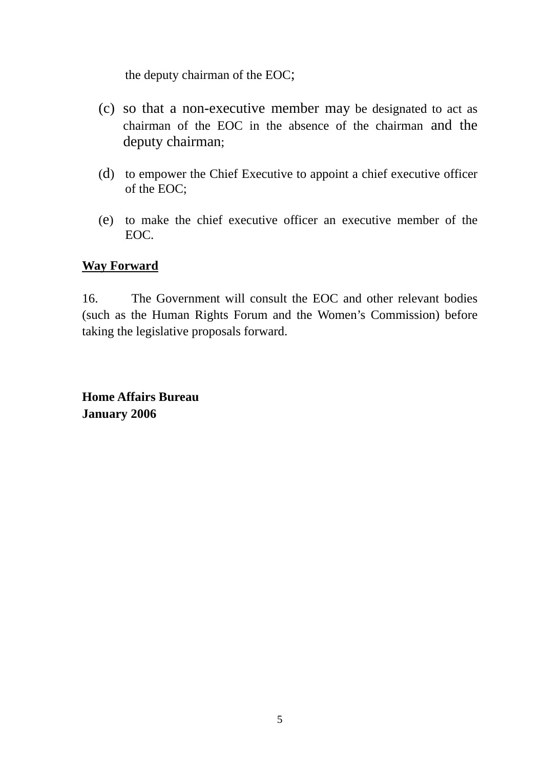the deputy chairman of the EOC;

(c) so that a non-executive member may be designated to act as chairman of the EOC in the absence of the chairman and the deputy chairman;

(d) to empower the Chief Executive to appoint a chief executive officer of the EOC;

(e) to make the chief executive officer an executive member of the EOC.

**Way Forward**

16. The Government will consult the EOC and other relevant bodies (such as the Human Rights Forum and the Women's Commission) before taking the legislative proposals forward.

**Home Affairs Bureau**
**January 2006**